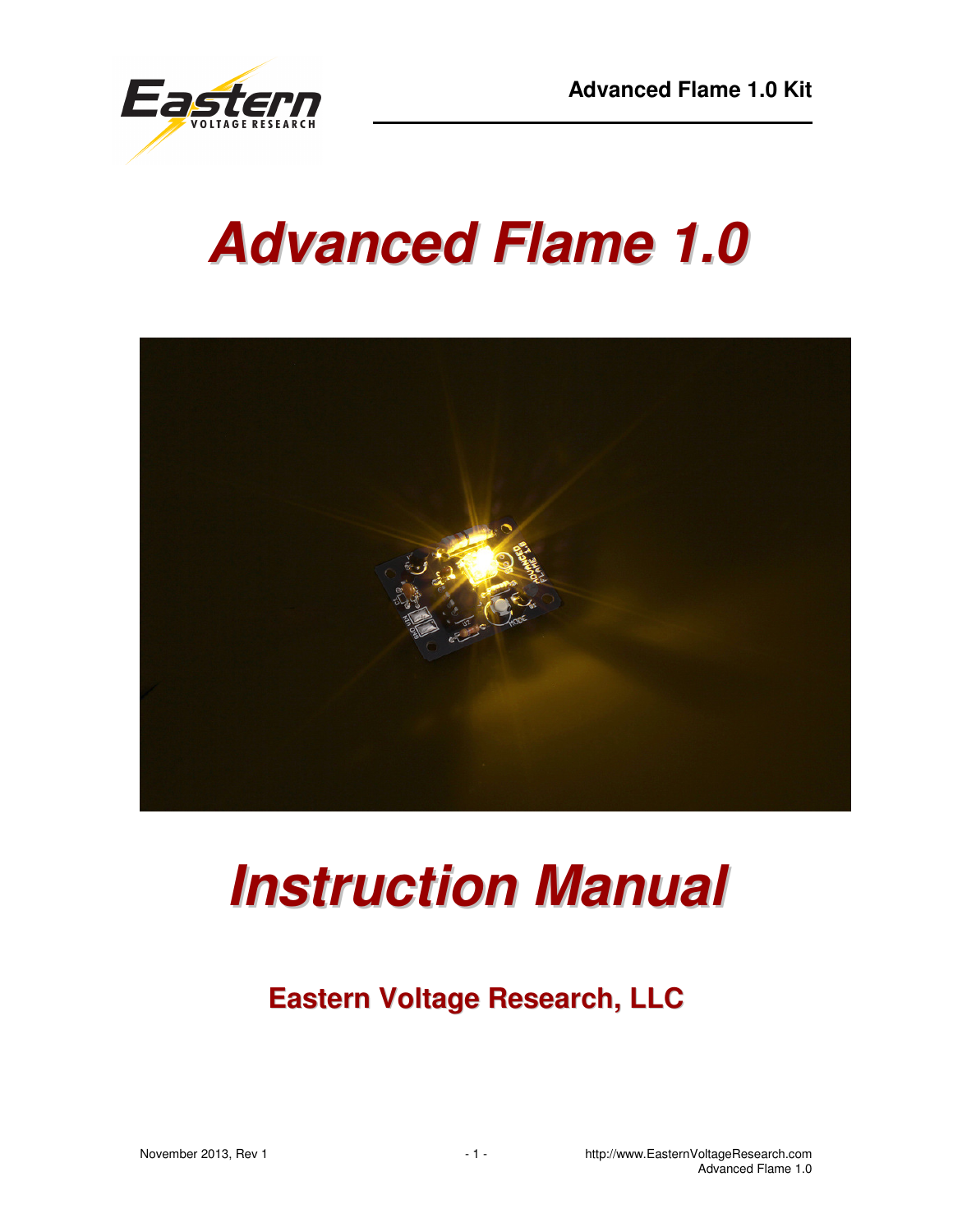# Advanced Flame 1.0

# Instruction Manual

## Eastern Voltage Research, LLC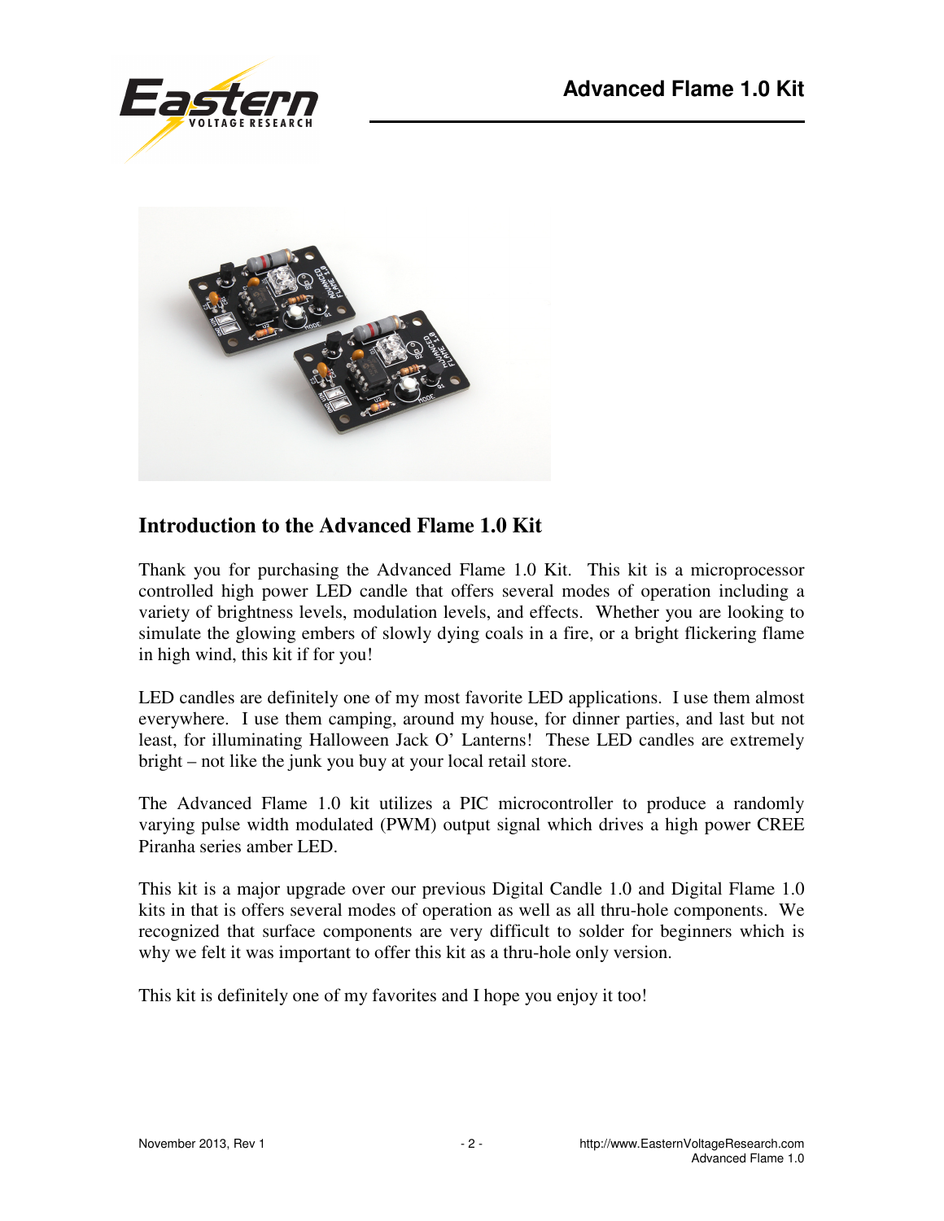## Introduction to the Advanced Flame 1.0 Kit

Thank you for purchasing the Advanced Flame 1.0 Kit. This kit is a microprocessor controlled high power LED candle that offers several modes of operation including a variety of brightness levels, modulation levels, and effects. Whether you are looking to simulate the glowing embers of slowly dying coals in a fire, or a bright flickering flame in high wind, this kit if for you!

LED candles are definitely one of my most favorite LED applications. I use them almost everywhere. I use them camping, around my house, for dinner parties, and last but not least, for illuminating Halloween Jack O' Lanterns! These LED candles are extremely bright – not like the junk you buy at your local retail store.

The Advanced Flame 1.0 kit utilizes a PIC microcontroller to produce a randomly varying pulse width modulated (PWM) output signal which drives a high power CREE Piranha series amber LED.

This kit is a major upgrade over our previous Digital Candle 1.0 and Digital Flame 1.0 kits in that is offers several modes of operation as well as all thru-hole components. We recognized that surface components are very difficult to solder for beginners which is why we felt it was important to offer this kit as a thru-hole only version.

This kit is definitely one of my favorites and I hope you enjoy it too!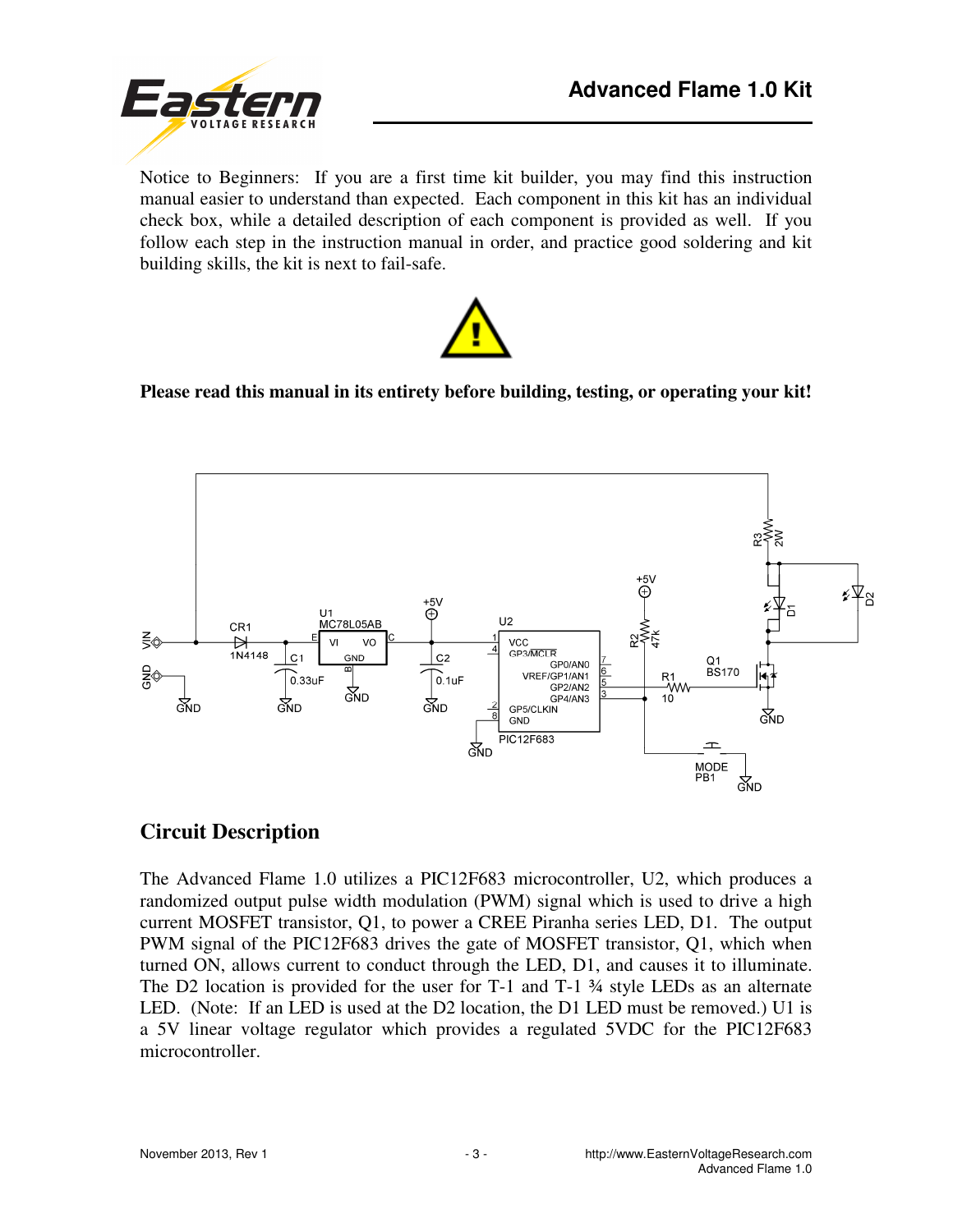Notice to Beginners: If you are a first time kit builder, you may find this instruction manual easier to understand than expected. Each component in this kit has an individual check box, while a detailed description of each component is provided as well. If you follow each step in the instruction manual in order, and practice good soldering and kit building skills, the kit is next to fail-safe.

**Please read this manual in its entirety before building, testing, or operating your kit!**

## Circuit Description

The Advanced Flame 1.0 utilizes a PIC12F683 microcontroller, U2, which produces a randomized output pulse width modulation (PWM) signal which is used to drive a high current MOSFET transistor, Q1, to power a CREE Piranha series LED, D1. The output PWM signal of the PIC12F683 drives the gate of MOSFET transistor, Q1, which when turned ON, allows current to conduct through the LED, D1, and causes it to illuminate. The D2 location is provided for the user for T-1 and T-1 ¾ style LEDs as an alternate LED. (Note: If an LED is used at the D2 location, the D1 LED must be removed.) U1 is a 5V linear voltage regulator which provides a regulated 5VDC for the PIC12F683 microcontroller.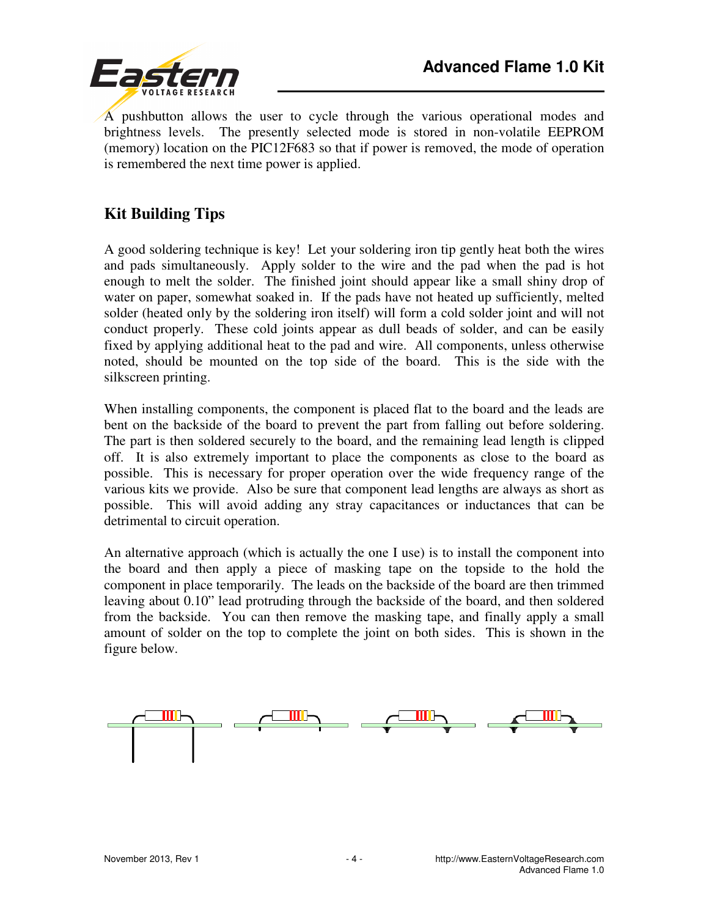A pushbutton allows the user to cycle through the various operational modes and brightness levels. The presently selected mode is stored in non-volatile EEPROM (memory) location on the PIC12F683 so that if power is removed, the mode of operation is remembered the next time power is applied.

## Kit Building Tips

A good soldering technique is key! Let your soldering iron tip gently heat both the wires and pads simultaneously. Apply solder to the wire and the pad when the pad is hot enough to melt the solder. The finished joint should appear like a small shiny drop of water on paper, somewhat soaked in. If the pads have not heated up sufficiently, melted solder (heated only by the soldering iron itself) will form a cold solder joint and will not conduct properly. These cold joints appear as dull beads of solder, and can be easily fixed by applying additional heat to the pad and wire. All components, unless otherwise noted, should be mounted on the top side of the board. This is the side with the silkscreen printing.

When installing components, the component is placed flat to the board and the leads are bent on the backside of the board to prevent the part from falling out before soldering. The part is then soldered securely to the board, and the remaining lead length is clipped off. It is also extremely important to place the components as close to the board as possible. This is necessary for proper operation over the wide frequency range of the various kits we provide. Also be sure that component lead lengths are always as short as possible. This will avoid adding any stray capacitances or inductances that can be detrimental to circuit operation.

An alternative approach (which is actually the one I use) is to install the component into the board and then apply a piece of masking tape on the topside to the hold the component in place temporarily. The leads on the backside of the board are then trimmed leaving about 0.10" lead protruding through the backside of the board, and then soldered from the backside. You can then remove the masking tape, and finally apply a small amount of solder on the top to complete the joint on both sides. This is shown in the figure below.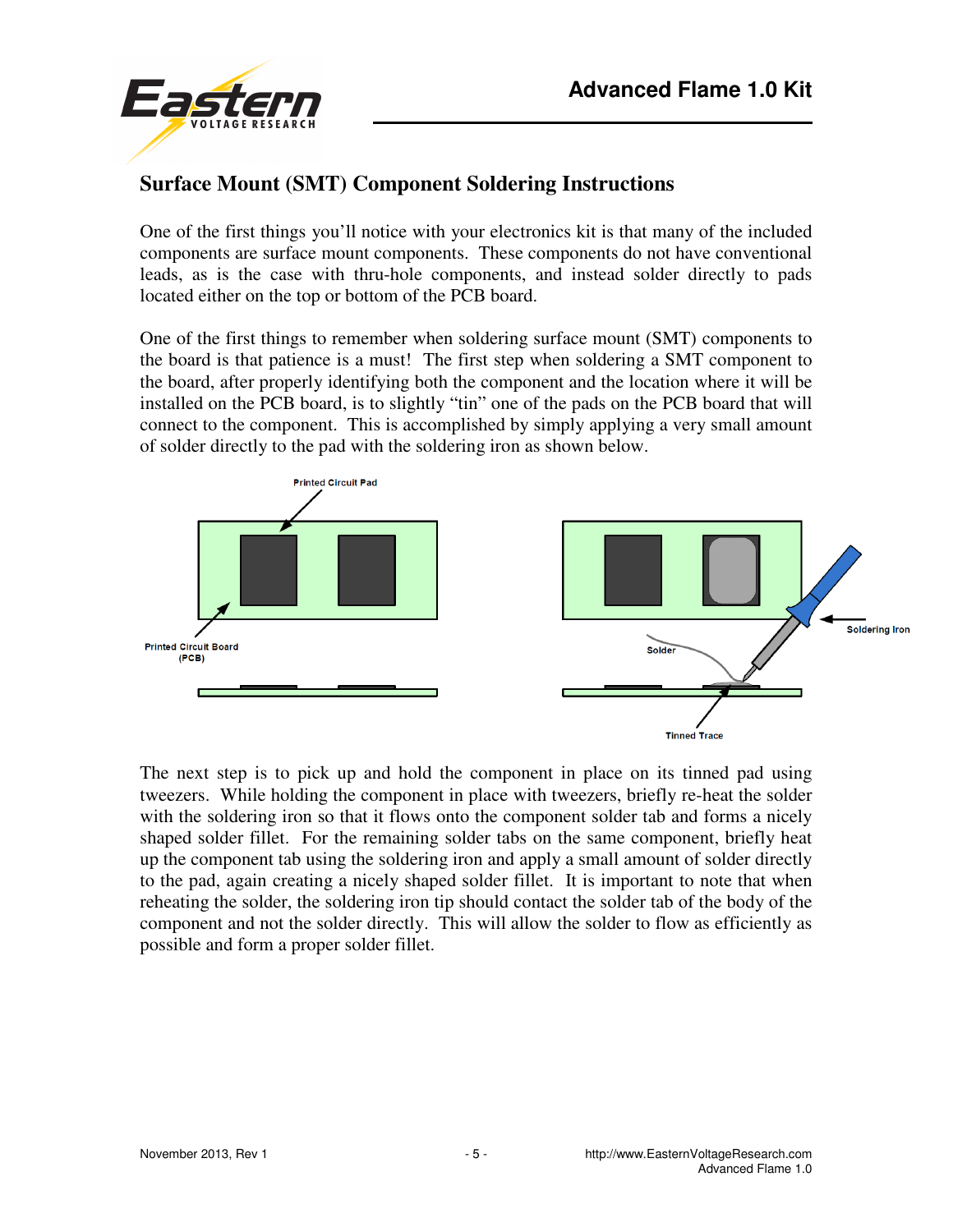## Surface Mount (SMT) Component Soldering Instructions

One of the first things you'll notice with your electronics kit is that many of the included components are surface mount components. These components do not have conventional leads, as is the case with thru-hole components, and instead solder directly to pads located either on the top or bottom of the PCB board.

One of the first things to remember when soldering surface mount (SMT) components to the board is that patience is a must! The first step when soldering a SMT component to the board, after properly identifying both the component and the location where it will be installed on the PCB board, is to slightly "tin" one of the pads on the PCB board that will connect to the component. This is accomplished by simply applying a very small amount of solder directly to the pad with the soldering iron as shown below.

Printed Circuit Pad

Printed Circuit Board (PCB)

Solder

Soldering Iron

Tinned Trace

The next step is to pick up and hold the component in place on its tinned pad using tweezers. While holding the component in place with tweezers, briefly re-heat the solder with the soldering iron so that it flows onto the component solder tab and forms a nicely shaped solder fillet. For the remaining solder tabs on the same component, briefly heat up the component tab using the soldering iron and apply a small amount of solder directly to the pad, again creating a nicely shaped solder fillet. It is important to note that when reheating the solder, the soldering iron tip should contact the solder tab of the body of the component and not the solder directly. This will allow the solder to flow as efficiently as possible and form a proper solder fillet.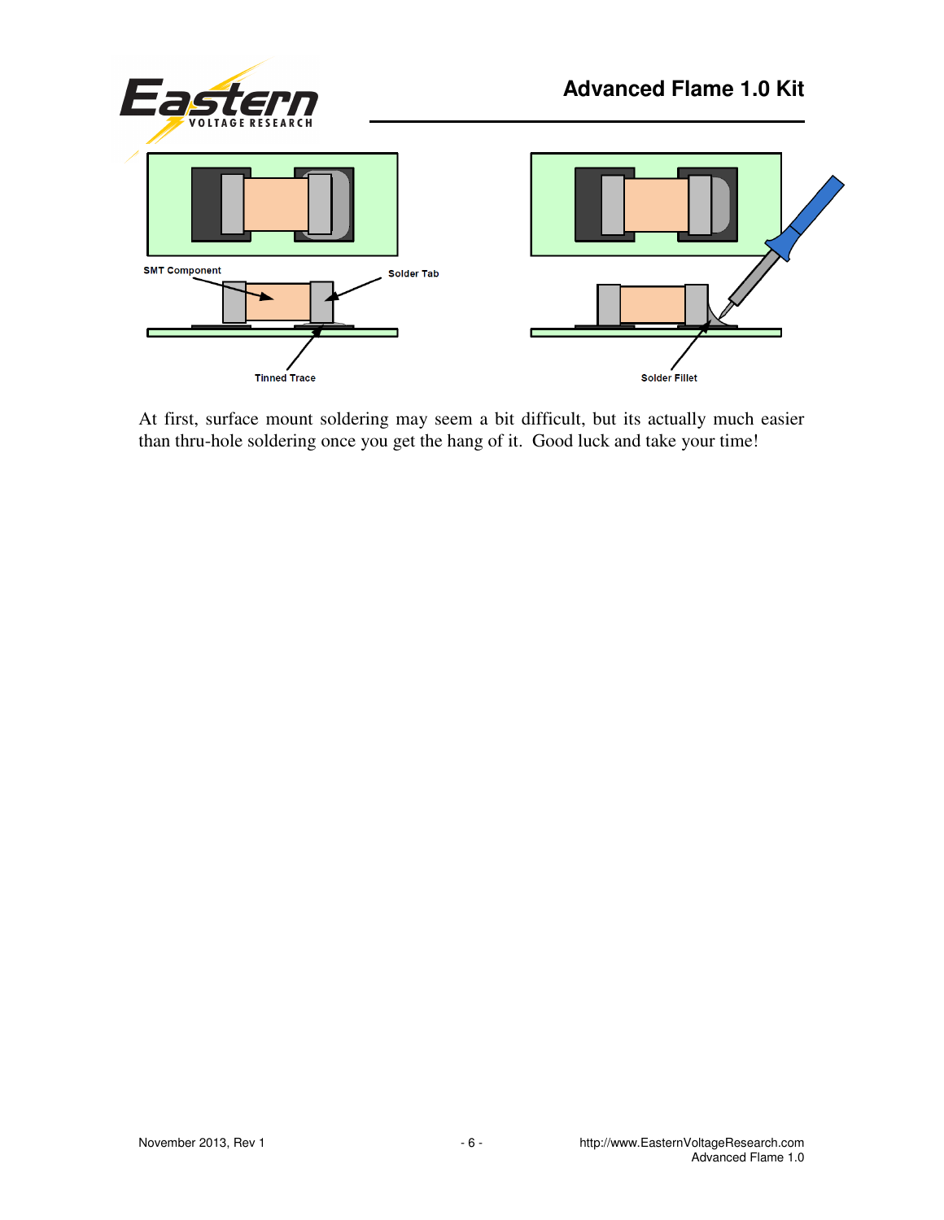SMT Component

Solder Tab

Tinned Trace

Solder Fillet

At first, surface mount soldering may seem a bit difficult, but its actually much easier than thru-hole soldering once you get the hang of it. Good luck and take your time!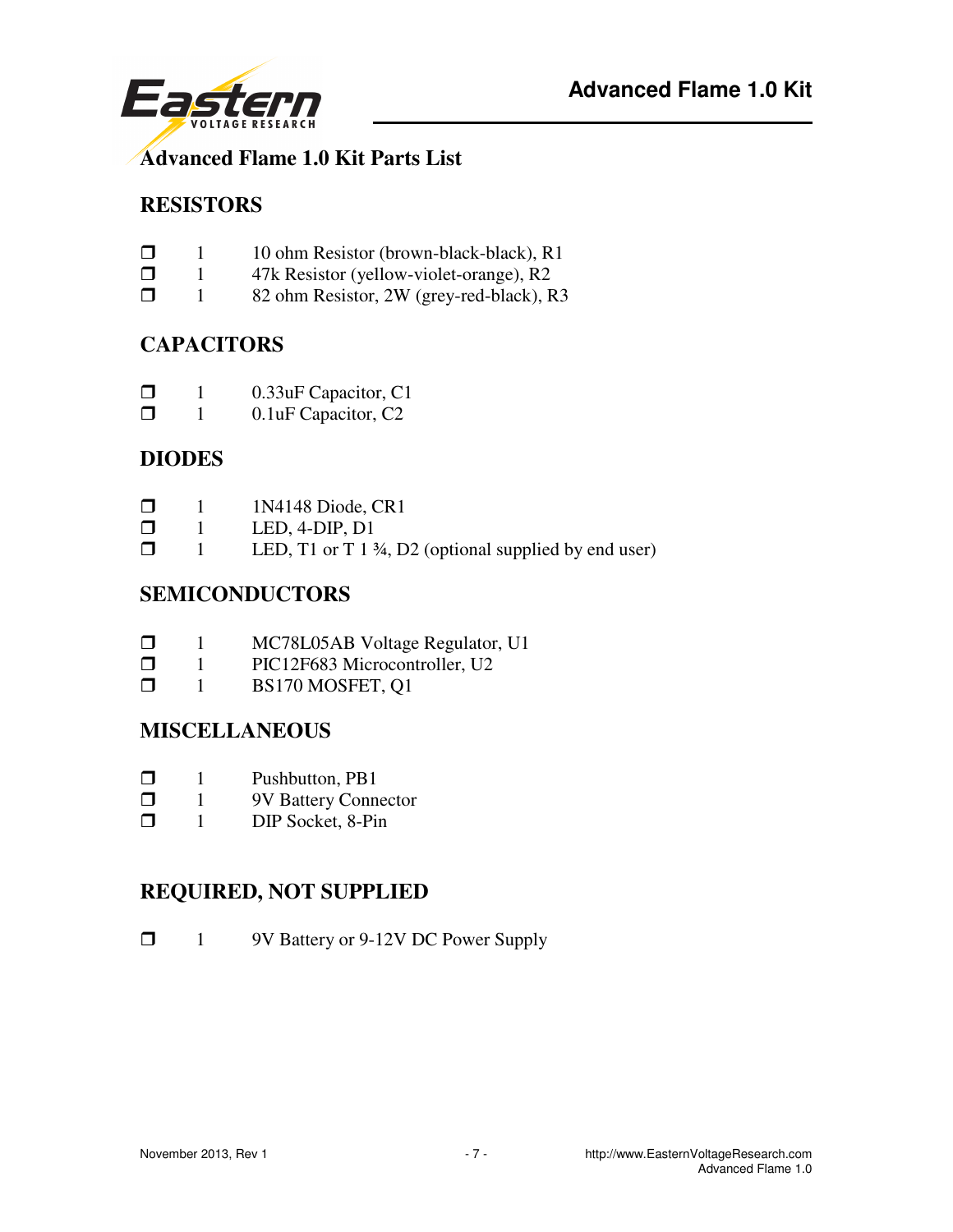# Advanced Flame 1.0 Kit Parts List

## RESISTORS

- ❒ 1 10 ohm Resistor (brown-black-black), R1
- ❒ 1 47k Resistor (yellow-violet-orange), R2
- ❒ 1 82 ohm Resistor, 2W (grey-red-black), R3

## CAPACITORS

- ❒ 1 0.33uF Capacitor, C1
- ❒ 1 0.1uF Capacitor, C2

## DIODES

- ❒ 1 1N4148 Diode, CR1
- ❒ 1 LED, 4-DIP, D1
- ❒ 1 LED, T1 or T 1 ¾, D2 (optional supplied by end user)

## SEMICONDUCTORS

- ❒ 1 MC78L05AB Voltage Regulator, U1
- ❒ 1 PIC12F683 Microcontroller, U2
- ❒ 1 BS170 MOSFET, Q1

## MISCELLANEOUS

- ❒ 1 Pushbutton, PB1
- ❒ 1 9V Battery Connector
- ❒ 1 DIP Socket, 8-Pin

## REQUIRED, NOT SUPPLIED

- ❒ 1 9V Battery or 9-12V DC Power Supply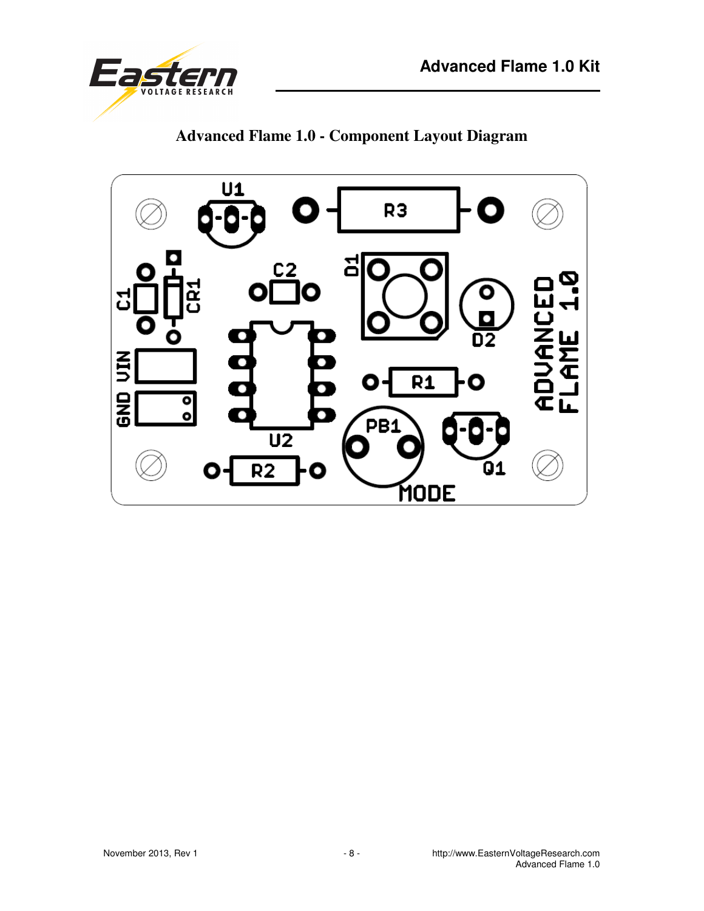## Advanced Flame 1.0 - Component Layout Diagram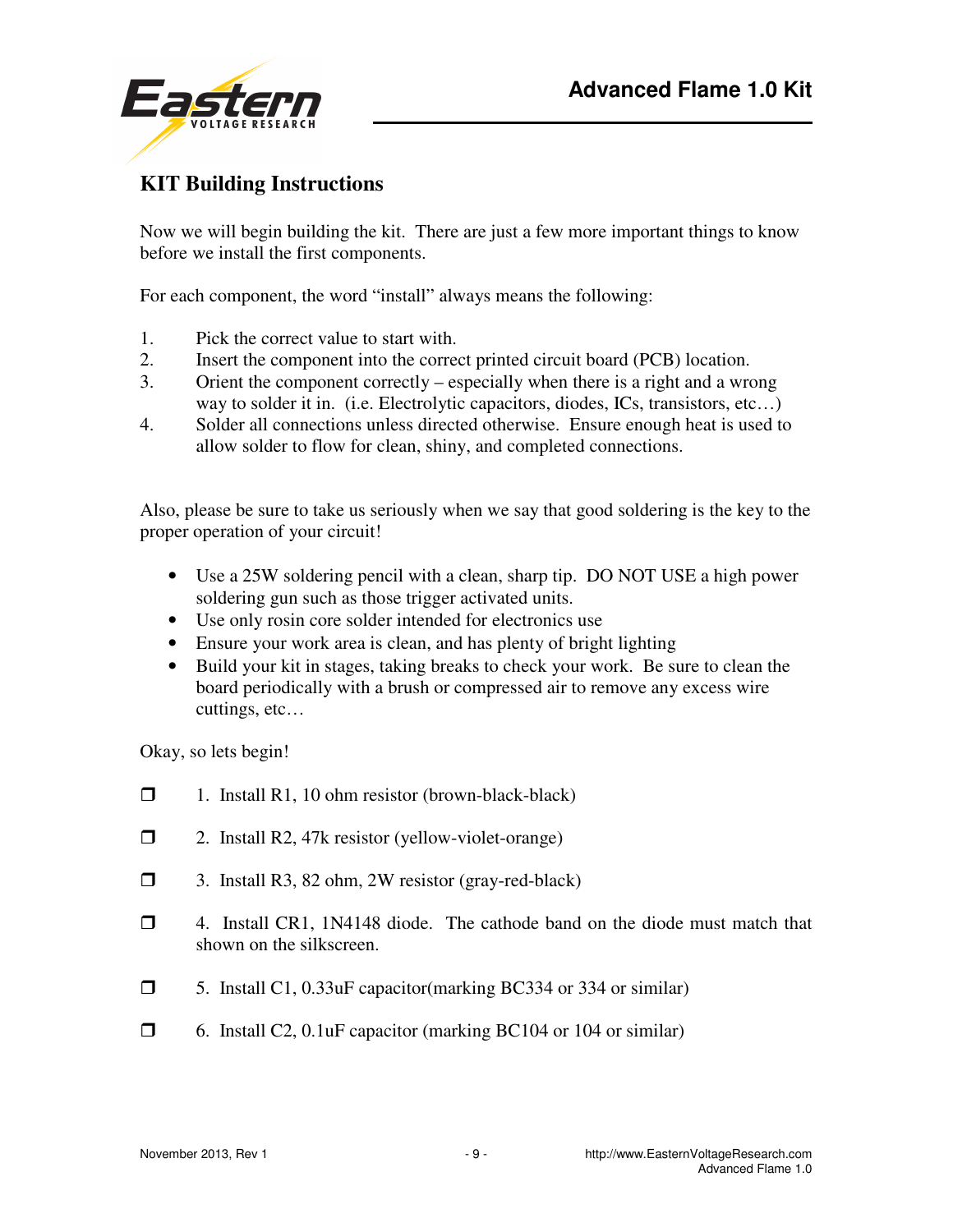## KIT Building Instructions

Now we will begin building the kit. There are just a few more important things to know before we install the first components.

For each component, the word "install" always means the following:

1. Pick the correct value to start with.
2. Insert the component into the correct printed circuit board (PCB) location.
3. Orient the component correctly – especially when there is a right and a wrong way to solder it in. (i.e. Electrolytic capacitors, diodes, ICs, transistors, etc…)
4. Solder all connections unless directed otherwise. Ensure enough heat is used to allow solder to flow for clean, shiny, and completed connections.

Also, please be sure to take us seriously when we say that good soldering is the key to the proper operation of your circuit!

- Use a 25W soldering pencil with a clean, sharp tip. DO NOT USE a high power soldering gun such as those trigger activated units.
- Use only rosin core solder intended for electronics use
- Ensure your work area is clean, and has plenty of bright lighting
- Build your kit in stages, taking breaks to check your work. Be sure to clean the board periodically with a brush or compressed air to remove any excess wire cuttings, etc…

Okay, so lets begin!

- ❒ 1. Install R1, 10 ohm resistor (brown-black-black)
- ❒ 2. Install R2, 47k resistor (yellow-violet-orange)
- ❒ 3. Install R3, 82 ohm, 2W resistor (gray-red-black)
- ❒ 4. Install CR1, 1N4148 diode. The cathode band on the diode must match that shown on the silkscreen.
- ❒ 5. Install C1, 0.33uF capacitor(marking BC334 or 334 or similar)
- ❒ 6. Install C2, 0.1uF capacitor (marking BC104 or 104 or similar)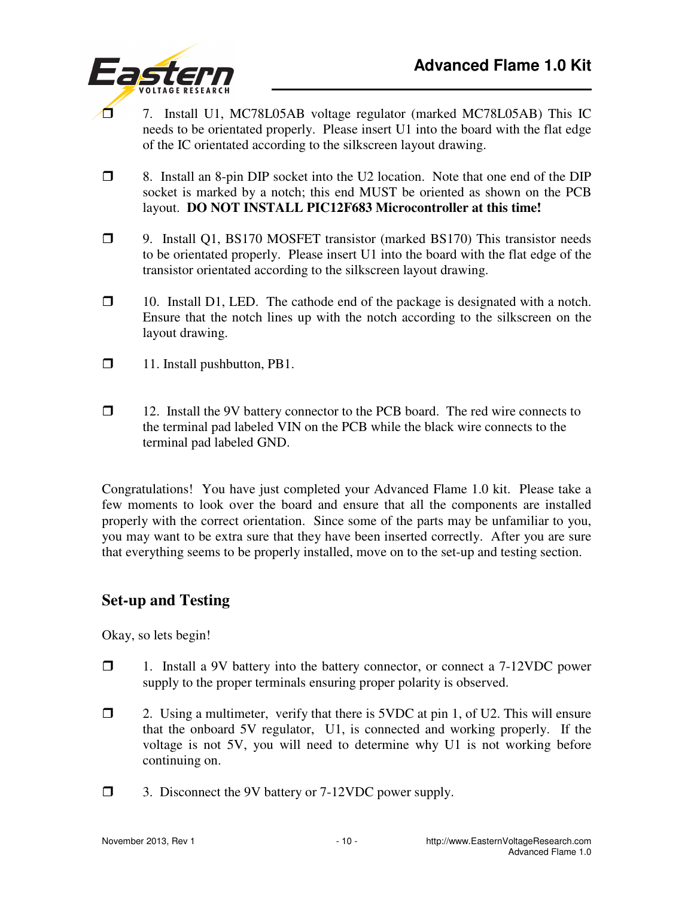- [ ] 7. Install U1, MC78L05AB voltage regulator (marked MC78L05AB) This IC needs to be orientated properly. Please insert U1 into the board with the flat edge of the IC orientated according to the silkscreen layout drawing.

- [ ] 8. Install an 8-pin DIP socket into the U2 location. Note that one end of the DIP socket is marked by a notch; this end MUST be oriented as shown on the PCB layout. **DO NOT INSTALL PIC12F683 Microcontroller at this time!**

- [ ] 9. Install Q1, BS170 MOSFET transistor (marked BS170) This transistor needs to be orientated properly. Please insert U1 into the board with the flat edge of the transistor orientated according to the silkscreen layout drawing.

- [ ] 10. Install D1, LED. The cathode end of the package is designated with a notch. Ensure that the notch lines up with the notch according to the silkscreen on the layout drawing.

- [ ] 11. Install pushbutton, PB1.

- [ ] 12. Install the 9V battery connector to the PCB board. The red wire connects to the terminal pad labeled VIN on the PCB while the black wire connects to the terminal pad labeled GND.

Congratulations! You have just completed your Advanced Flame 1.0 kit. Please take a few moments to look over the board and ensure that all the components are installed properly with the correct orientation. Since some of the parts may be unfamiliar to you, you may want to be extra sure that they have been inserted correctly. After you are sure that everything seems to be properly installed, move on to the set-up and testing section.

## Set-up and Testing

Okay, so lets begin!

- [ ] 1. Install a 9V battery into the battery connector, or connect a 7-12VDC power supply to the proper terminals ensuring proper polarity is observed.

- [ ] 2. Using a multimeter, verify that there is 5VDC at pin 1, of U2. This will ensure that the onboard 5V regulator, U1, is connected and working properly. If the voltage is not 5V, you will need to determine why U1 is not working before continuing on.

- [ ] 3. Disconnect the 9V battery or 7-12VDC power supply.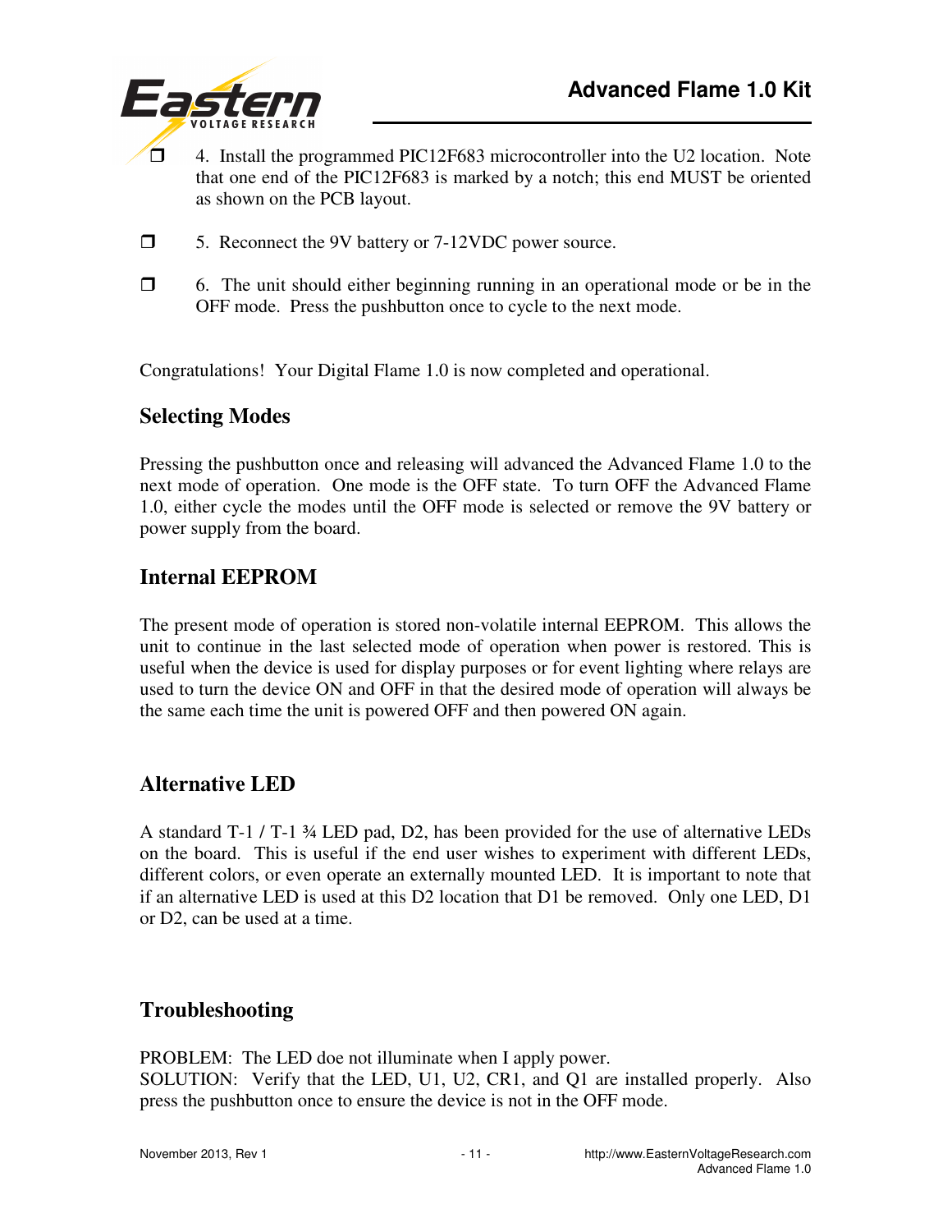- ❒ 4. Install the programmed PIC12F683 microcontroller into the U2 location. Note that one end of the PIC12F683 is marked by a notch; this end MUST be oriented as shown on the PCB layout.

- ❒ 5. Reconnect the 9V battery or 7-12VDC power source.

- ❒ 6. The unit should either beginning running in an operational mode or be in the OFF mode. Press the pushbutton once to cycle to the next mode.

Congratulations! Your Digital Flame 1.0 is now completed and operational.

## Selecting Modes

Pressing the pushbutton once and releasing will advanced the Advanced Flame 1.0 to the next mode of operation. One mode is the OFF state. To turn OFF the Advanced Flame 1.0, either cycle the modes until the OFF mode is selected or remove the 9V battery or power supply from the board.

## Internal EEPROM

The present mode of operation is stored non-volatile internal EEPROM. This allows the unit to continue in the last selected mode of operation when power is restored. This is useful when the device is used for display purposes or for event lighting where relays are used to turn the device ON and OFF in that the desired mode of operation will always be the same each time the unit is powered OFF and then powered ON again.

## Alternative LED

A standard T-1 / T-1 ¾ LED pad, D2, has been provided for the use of alternative LEDs on the board. This is useful if the end user wishes to experiment with different LEDs, different colors, or even operate an externally mounted LED. It is important to note that if an alternative LED is used at this D2 location that D1 be removed. Only one LED, D1 or D2, can be used at a time.

## Troubleshooting

PROBLEM: The LED doe not illuminate when I apply power.
SOLUTION: Verify that the LED, U1, U2, CR1, and Q1 are installed properly. Also press the pushbutton once to ensure the device is not in the OFF mode.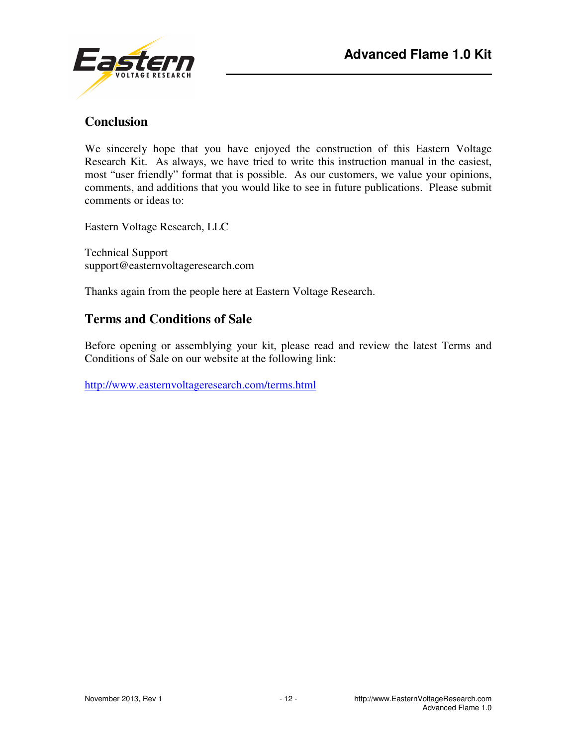## Conclusion

We sincerely hope that you have enjoyed the construction of this Eastern Voltage Research Kit. As always, we have tried to write this instruction manual in the easiest, most "user friendly" format that is possible. As our customers, we value your opinions, comments, and additions that you would like to see in future publications. Please submit comments or ideas to:

Eastern Voltage Research, LLC

Technical Support
support@easternvoltageresearch.com

Thanks again from the people here at Eastern Voltage Research.

## Terms and Conditions of Sale

Before opening or assemblying your kit, please read and review the latest Terms and Conditions of Sale on our website at the following link:

http://www.easternvoltageresearch.com/terms.html